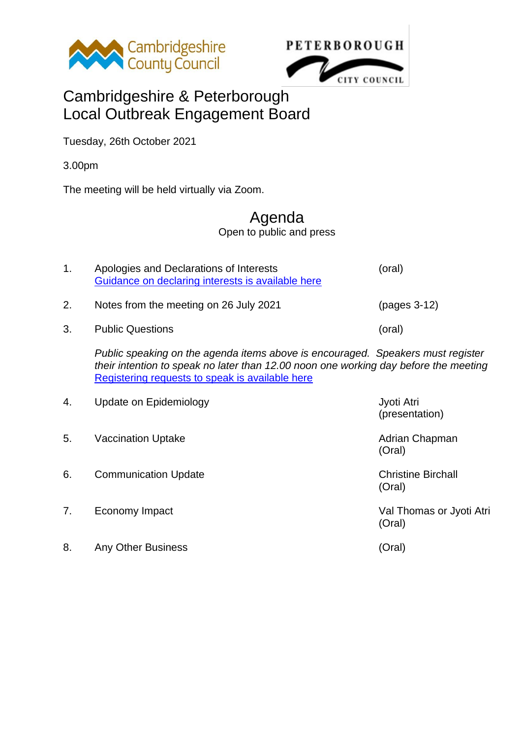Cambridgeshire County Council

PETERBOROUGH CITY COUNCIL

# Cambridgeshire & Peterborough Local Outbreak Engagement Board

Tuesday, 26th October 2021

3.00pm

The meeting will be held virtually via Zoom.

## Agenda

Open to public and press

| | | |
|---|---|---|
| 1. | Apologies and Declarations of Interests<br>Guidance on declaring interests is available here | (oral) |
| 2. | Notes from the meeting on 26 July 2021 | (pages 3-12) |
| 3. | Public Questions | (oral) |

*Public speaking on the agenda items above is encouraged. Speakers must register their intention to speak no later than 12.00 noon one working day before the meeting*
Registering requests to speak is available here

| | | |
|---|---|---|
| 4. | Update on Epidemiology | Jyoti Atri (presentation) |
| 5. | Vaccination Uptake | Adrian Chapman (Oral) |
| 6. | Communication Update | Christine Birchall (Oral) |
| 7. | Economy Impact | Val Thomas or Jyoti Atri (Oral) |
| 8. | Any Other Business | (Oral) |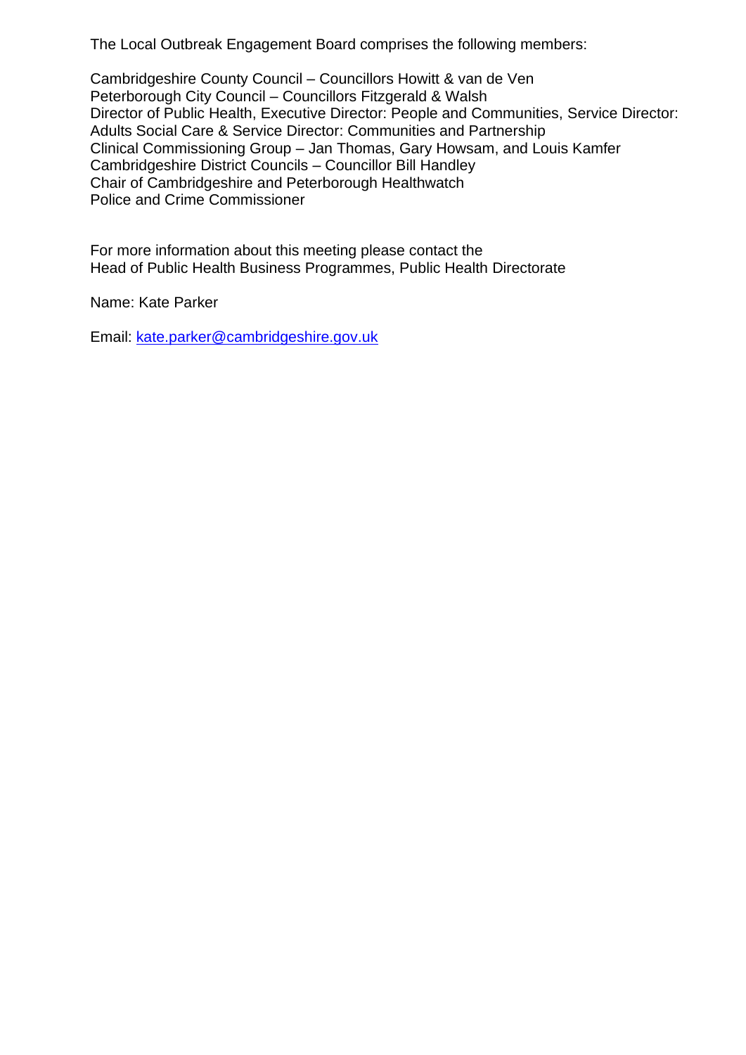The Local Outbreak Engagement Board comprises the following members:

Cambridgeshire County Council – Councillors Howitt & van de Ven
Peterborough City Council – Councillors Fitzgerald & Walsh
Director of Public Health, Executive Director: People and Communities, Service Director: Adults Social Care & Service Director: Communities and Partnership
Clinical Commissioning Group – Jan Thomas, Gary Howsam, and Louis Kamfer
Cambridgeshire District Councils – Councillor Bill Handley
Chair of Cambridgeshire and Peterborough Healthwatch
Police and Crime Commissioner

For more information about this meeting please contact the
Head of Public Health Business Programmes, Public Health Directorate

Name: Kate Parker

Email: kate.parker@cambridgeshire.gov.uk